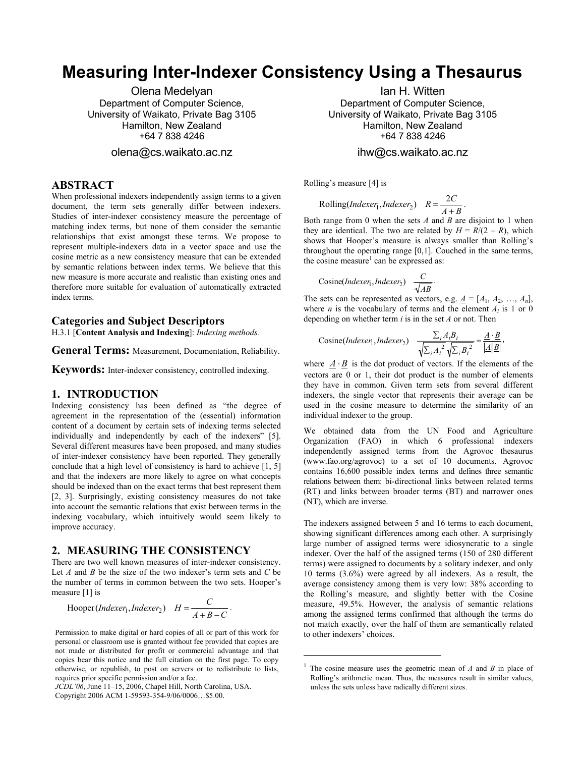# Measuring Inter-Indexer Consistency Using a Thesaurus

Olena Medelyan
Department of Computer Science,
University of Waikato, Private Bag 3105
Hamilton, New Zealand
+64 7 838 4246
olena@cs.waikato.ac.nz

Ian H. Witten
Department of Computer Science,
University of Waikato, Private Bag 3105
Hamilton, New Zealand
+64 7 838 4246
ihw@cs.waikato.ac.nz

## ABSTRACT

When professional indexers independently assign terms to a given document, the term sets generally differ between indexers. Studies of inter-indexer consistency measure the percentage of matching index terms, but none of them consider the semantic relationships that exist amongst these terms. We propose to represent multiple-indexers data in a vector space and use the cosine metric as a new consistency measure that can be extended by semantic relations between index terms. We believe that this new measure is more accurate and realistic than existing ones and therefore more suitable for evaluation of automatically extracted index terms.

## Categories and Subject Descriptors

H.3.1 [**Content Analysis and Indexing**]: *Indexing methods.*

## General Terms: Measurement, Documentation, Reliability.

## Keywords: Inter-indexer consistency, controlled indexing.

## 1. INTRODUCTION

Indexing consistency has been defined as "the degree of agreement in the representation of the (essential) information content of a document by certain sets of indexing terms selected individually and independently by each of the indexers" [5]. Several different measures have been proposed, and many studies of inter-indexer consistency have been reported. They generally conclude that a high level of consistency is hard to achieve [1, 5] and that the indexers are more likely to agree on what concepts should be indexed than on the exact terms that best represent them [2, 3]. Surprisingly, existing consistency measures do not take into account the semantic relations that exist between terms in the indexing vocabulary, which intuitively would seem likely to improve accuracy.

## 2. MEASURING THE CONSISTENCY

There are two well known measures of inter-indexer consistency. Let *A* and *B* be the size of the two indexer's term sets and *C* be the number of terms in common between the two sets. Hooper's measure [1] is

$$\text{Hooper}(Indexer_1, Indexer_2) \quad H = \frac{C}{A + B - C}.$$

Rolling's measure [4] is

$$\text{Rolling}(Indexer_1, Indexer_2) \quad R = \frac{2C}{A + B}.$$

Both range from 0 when the sets *A* and *B* are disjoint to 1 when they are identical. The two are related by $H = R/(2 - R)$, which shows that Hooper's measure is always smaller than Rolling's throughout the operating range [0,1]. Couched in the same terms, the cosine measure[1] can be expressed as:

$$\text{Cosine}(Indexer_1, Indexer_2) \quad \frac{C}{\sqrt{AB}}.$$

The sets can be represented as vectors, e.g. $\underline{A} = [A_1, A_2, \ldots, A_n]$, where *n* is the vocabulary of terms and the element $A_i$ is 1 or 0 depending on whether term *i* is in the set *A* or not. Then

$$\text{Cosine}(Indexer_1, Indexer_2) \quad \frac{\sum_i A_i B_i}{\sqrt{\sum_i A_i^2}\sqrt{\sum_i B_i^2}} = \frac{\underline{A} \cdot \underline{B}}{|\underline{A}||\underline{B}|},$$

where $\underline{A} \cdot \underline{B}$ is the dot product of vectors. If the elements of the vectors are 0 or 1, their dot product is the number of elements they have in common. Given term sets from several different indexers, the single vector that represents their average can be used in the cosine measure to determine the similarity of an individual indexer to the group.

We obtained data from the UN Food and Agriculture Organization (FAO) in which 6 professional indexers independently assigned terms from the Agrovoc thesaurus (www.fao.org/agrovoc) to a set of 10 documents. Agrovoc contains 16,600 possible index terms and defines three semantic relations between them: bi-directional links between related terms (RT) and links between broader terms (BT) and narrower ones (NT), which are inverse.

The indexers assigned between 5 and 16 terms to each document, showing significant differences among each other. A surprisingly large number of assigned terms were idiosyncratic to a single indexer. Over the half of the assigned terms (150 of 280 different terms) were assigned to documents by a solitary indexer, and only 10 terms (3.6%) were agreed by all indexers. As a result, the average consistency among them is very low: 38% according to the Rolling's measure, and slightly better with the Cosine measure, 49.5%. However, the analysis of semantic relations among the assigned terms confirmed that although the terms do not match exactly, over the half of them are semantically related to other indexers' choices.

Permission to make digital or hard copies of all or part of this work for personal or classroom use is granted without fee provided that copies are not made or distributed for profit or commercial advantage and that copies bear this notice and the full citation on the first page. To copy otherwise, or republish, to post on servers or to redistribute to lists, requires prior specific permission and/or a fee.
*JCDL'06*, June 11–15, 2006, Chapel Hill, North Carolina, USA.
Copyright 2006 ACM 1-59593-354-9/06/0006…$5.00.

[1] The cosine measure uses the geometric mean of *A* and *B* in place of Rolling's arithmetic mean. Thus, the measures result in similar values, unless the sets unless have radically different sizes.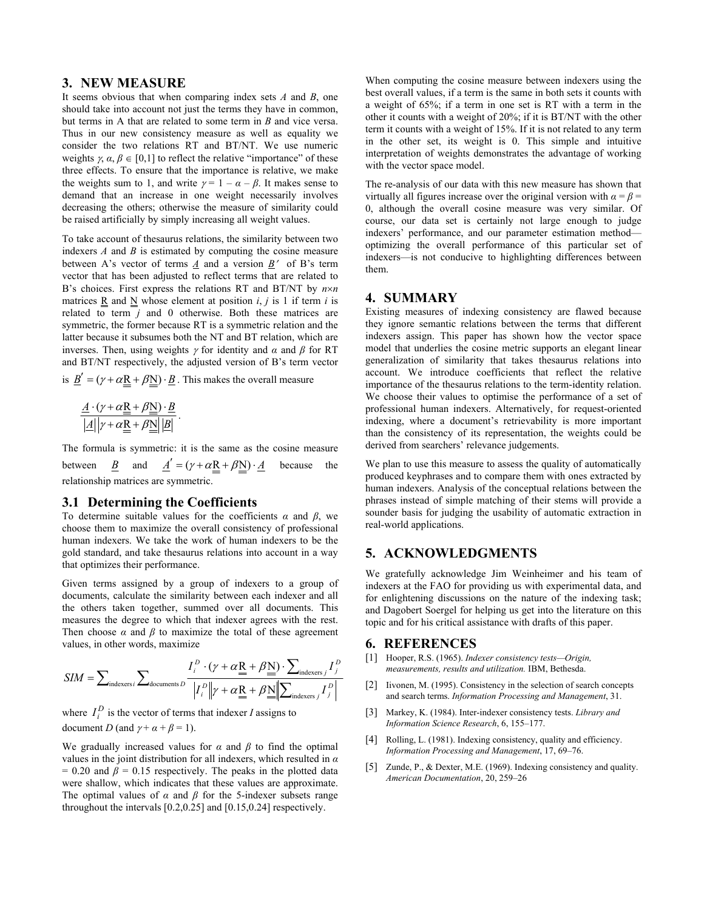## 3. NEW MEASURE

It seems obvious that when comparing index sets $A$ and $B$, one should take into account not just the terms they have in common, but terms in A that are related to some term in $B$ and vice versa. Thus in our new consistency measure as well as equality we consider the two relations RT and BT/NT. We use numeric weights $\gamma, \alpha, \beta \in [0,1]$ to reflect the relative "importance" of these three effects. To ensure that the importance is relative, we make the weights sum to 1, and write $\gamma = 1 - \alpha - \beta$. It makes sense to demand that an increase in one weight necessarily involves decreasing the others; otherwise the measure of similarity could be raised artificially by simply increasing all weight values.

To take account of thesaurus relations, the similarity between two indexers $A$ and $B$ is estimated by computing the cosine measure between A's vector of terms $\underline{A}$ and a version $\underline{B}'$ of B's term vector that has been adjusted to reflect terms that are related to B's choices. First express the relations RT and BT/NT by $n \times n$ matrices $\underline{\underline{R}}$ and $\underline{\underline{N}}$ whose element at position $i$, $j$ is 1 if term $i$ is related to term $j$ and 0 otherwise. Both these matrices are symmetric, the former because RT is a symmetric relation and the latter because it subsumes both the NT and BT relation, which are inverses. Then, using weights $\gamma$ for identity and $\alpha$ and $\beta$ for RT and BT/NT respectively, the adjusted version of B's term vector is $\underline{B}' = (\gamma + \alpha \underline{\underline{R}} + \beta \underline{\underline{N}}) \cdot \underline{B}$. This makes the overall measure

$$\frac{\underline{A} \cdot (\gamma + \alpha \underline{\underline{R}} + \beta \underline{\underline{N}}) \cdot \underline{B}}{\left|\underline{A}\right| \left|\gamma + \alpha \underline{\underline{R}} + \beta \underline{\underline{N}}\right| \left|\underline{B}\right|}.$$

The formula is symmetric: it is the same as the cosine measure between $\underline{B}$ and $\underline{A}' = (\gamma + \alpha \underline{\underline{R}} + \beta \underline{\underline{N}}) \cdot \underline{A}$ because the relationship matrices are symmetric.

### 3.1 Determining the Coefficients

To determine suitable values for the coefficients $\alpha$ and $\beta$, we choose them to maximize the overall consistency of professional human indexers. We take the work of human indexers to be the gold standard, and take thesaurus relations into account in a way that optimizes their performance.

Given terms assigned by a group of indexers to a group of documents, calculate the similarity between each indexer and all the others taken together, summed over all documents. This measures the degree to which that indexer agrees with the rest. Then choose $\alpha$ and $\beta$ to maximize the total of these agreement values, in other words, maximize

$$SIM = \sum_{\text{indexers}\, i} \sum_{\text{documents}\, D} \frac{I_i^D \cdot (\gamma + \alpha \underline{\underline{R}} + \beta \underline{\underline{N}}) \cdot \sum_{\text{indexers}\, j} I_j^D}{\left|I_i^D\right| \left|\gamma + \alpha \underline{\underline{R}} + \beta \underline{\underline{N}}\right| \left|\sum_{\text{indexers}\, j} I_j^D\right|}$$

where $I_i^D$ is the vector of terms that indexer $I$ assigns to document $D$ (and $\gamma + \alpha + \beta = 1$).

We gradually increased values for $\alpha$ and $\beta$ to find the optimal values in the joint distribution for all indexers, which resulted in $\alpha = 0.20$ and $\beta = 0.15$ respectively. The peaks in the plotted data were shallow, which indicates that these values are approximate. The optimal values of $\alpha$ and $\beta$ for the 5-indexer subsets range throughout the intervals [0.2,0.25] and [0.15,0.24] respectively.

When computing the cosine measure between indexers using the best overall values, if a term is the same in both sets it counts with a weight of 65%; if a term in one set is RT with a term in the other it counts with a weight of 20%; if it is BT/NT with the other term it counts with a weight of 15%. If it is not related to any term in the other set, its weight is 0. This simple and intuitive interpretation of weights demonstrates the advantage of working with the vector space model.

The re-analysis of our data with this new measure has shown that virtually all figures increase over the original version with $\alpha = \beta = 0$, although the overall cosine measure was very similar. Of course, our data set is certainly not large enough to judge indexers' performance, and our parameter estimation method—optimizing the overall performance of this particular set of indexers—is not conducive to highlighting differences between them.

## 4. SUMMARY

Existing measures of indexing consistency are flawed because they ignore semantic relations between the terms that different indexers assign. This paper has shown how the vector space model that underlies the cosine metric supports an elegant linear generalization of similarity that takes thesaurus relations into account. We introduce coefficients that reflect the relative importance of the thesaurus relations to the term-identity relation. We choose their values to optimise the performance of a set of professional human indexers. Alternatively, for request-oriented indexing, where a document's retrievability is more important than the consistency of its representation, the weights could be derived from searchers' relevance judgements.

We plan to use this measure to assess the quality of automatically produced keyphrases and to compare them with ones extracted by human indexers. Analysis of the conceptual relations between the phrases instead of simple matching of their stems will provide a sounder basis for judging the usability of automatic extraction in real-world applications.

## 5. ACKNOWLEDGMENTS

We gratefully acknowledge Jim Weinheimer and his team of indexers at the FAO for providing us with experimental data, and for enlightening discussions on the nature of the indexing task; and Dagobert Soergel for helping us get into the literature on this topic and for his critical assistance with drafts of this paper.

## 6. REFERENCES

[1] Hooper, R.S. (1965). *Indexer consistency tests—Origin, measurements, results and utilization.* IBM, Bethesda.

[2] Iivonen, M. (1995). Consistency in the selection of search concepts and search terms. *Information Processing and Management*, 31.

[3] Markey, K. (1984). Inter-indexer consistency tests. *Library and Information Science Research*, 6, 155–177.

[4] Rolling, L. (1981). Indexing consistency, quality and efficiency. *Information Processing and Management*, 17, 69–76.

[5] Zunde, P., & Dexter, M.E. (1969). Indexing consistency and quality. *American Documentation*, 20, 259–26